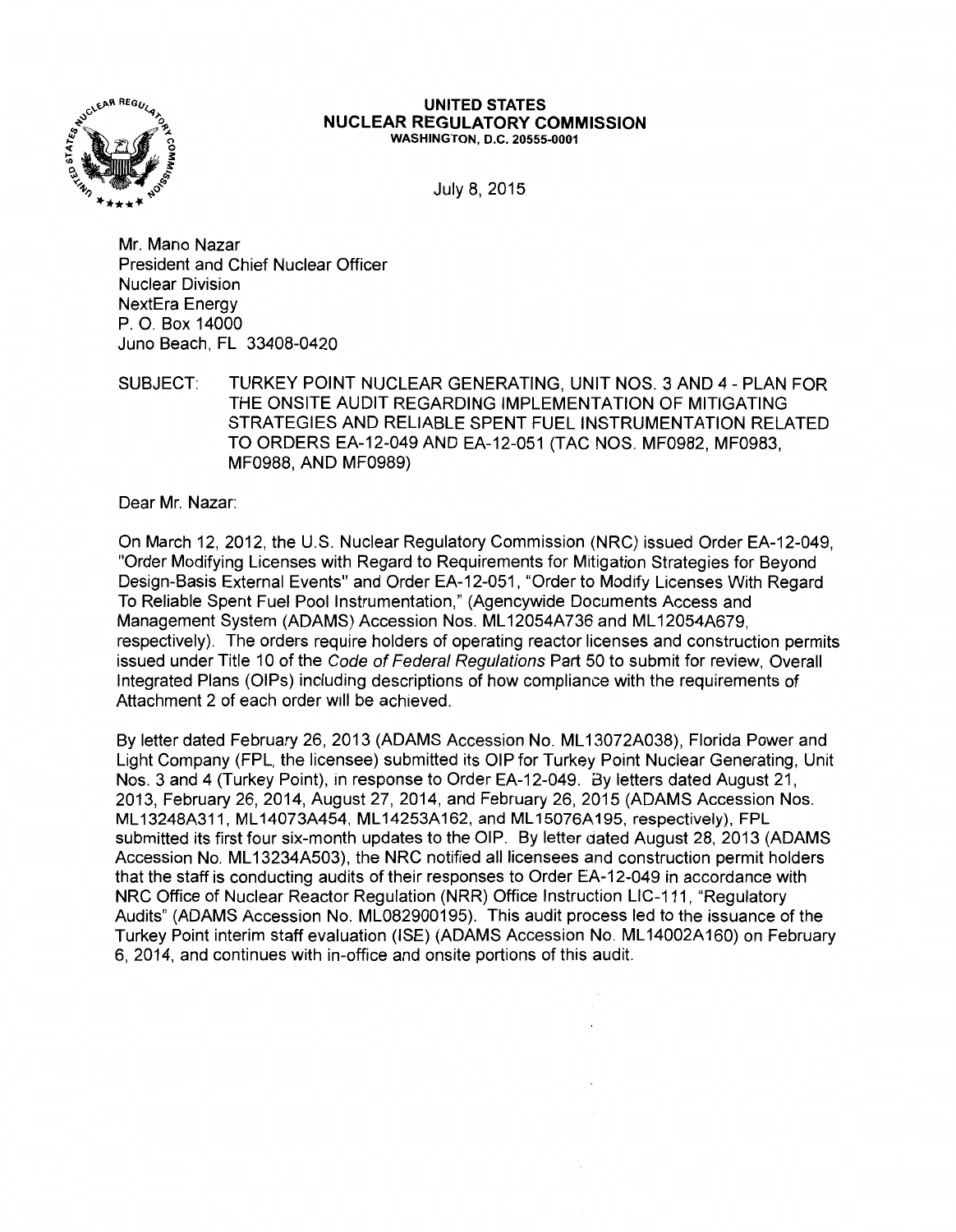**UNITED STATES**
**NUCLEAR REGULATORY COMMISSION**
**WASHINGTON, D.C. 20555-0001**

July 8, 2015

Mr. Mano Nazar
President and Chief Nuclear Officer
Nuclear Division
NextEra Energy
P. O. Box 14000
Juno Beach, FL 33408-0420

SUBJECT: TURKEY POINT NUCLEAR GENERATING, UNIT NOS. 3 AND 4 - PLAN FOR THE ONSITE AUDIT REGARDING IMPLEMENTATION OF MITIGATING STRATEGIES AND RELIABLE SPENT FUEL INSTRUMENTATION RELATED TO ORDERS EA-12-049 AND EA-12-051 (TAC NOS. MF0982, MF0983, MF0988, AND MF0989)

Dear Mr. Nazar:

On March 12, 2012, the U.S. Nuclear Regulatory Commission (NRC) issued Order EA-12-049, "Order Modifying Licenses with Regard to Requirements for Mitigation Strategies for Beyond Design-Basis External Events" and Order EA-12-051, "Order to Modify Licenses With Regard To Reliable Spent Fuel Pool Instrumentation," (Agencywide Documents Access and Management System (ADAMS) Accession Nos. ML12054A736 and ML12054A679, respectively). The orders require holders of operating reactor licenses and construction permits issued under Title 10 of the *Code of Federal Regulations* Part 50 to submit for review, Overall Integrated Plans (OIPs) including descriptions of how compliance with the requirements of Attachment 2 of each order will be achieved.

By letter dated February 26, 2013 (ADAMS Accession No. ML13072A038), Florida Power and Light Company (FPL, the licensee) submitted its OIP for Turkey Point Nuclear Generating, Unit Nos. 3 and 4 (Turkey Point), in response to Order EA-12-049. By letters dated August 21, 2013, February 26, 2014, August 27, 2014, and February 26, 2015 (ADAMS Accession Nos. ML13248A311, ML14073A454, ML14253A162, and ML15076A195, respectively), FPL submitted its first four six-month updates to the OIP. By letter dated August 28, 2013 (ADAMS Accession No. ML13234A503), the NRC notified all licensees and construction permit holders that the staff is conducting audits of their responses to Order EA-12-049 in accordance with NRC Office of Nuclear Reactor Regulation (NRR) Office Instruction LIC-111, "Regulatory Audits" (ADAMS Accession No. ML082900195). This audit process led to the issuance of the Turkey Point interim staff evaluation (ISE) (ADAMS Accession No. ML14002A160) on February 6, 2014, and continues with in-office and onsite portions of this audit.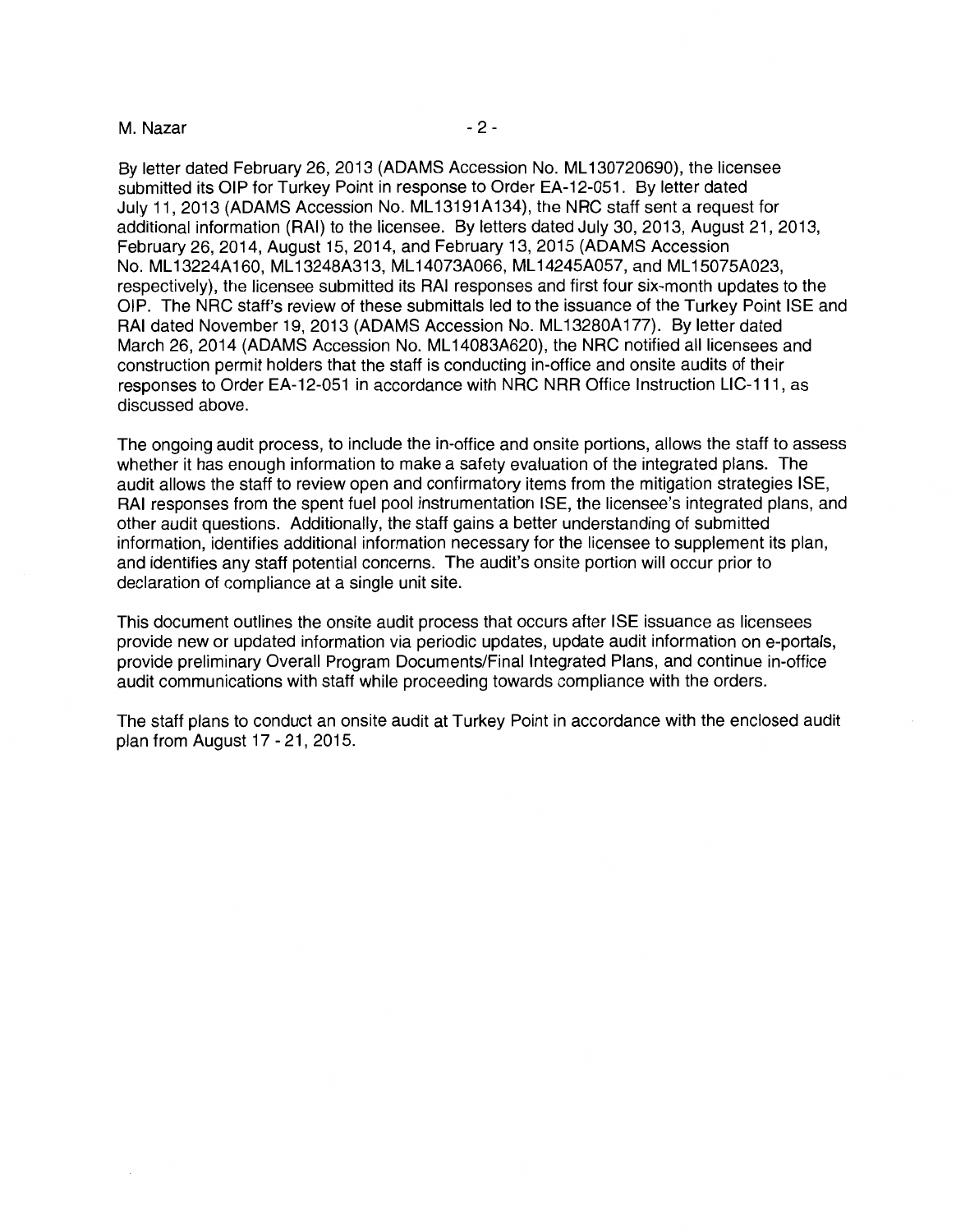By letter dated February 26, 2013 (ADAMS Accession No. ML130720690), the licensee submitted its OIP for Turkey Point in response to Order EA-12-051. By letter dated July 11, 2013 (ADAMS Accession No. ML13191A134), the NRC staff sent a request for additional information (RAI) to the licensee. By letters dated July 30, 2013, August 21, 2013, February 26, 2014, August 15, 2014, and February 13, 2015 (ADAMS Accession No. ML13224A160, ML13248A313, ML14073A066, ML14245A057, and ML15075A023, respectively), the licensee submitted its RAI responses and first four six-month updates to the OIP. The NRC staff's review of these submittals led to the issuance of the Turkey Point ISE and RAI dated November 19, 2013 (ADAMS Accession No. ML13280A177). By letter dated March 26, 2014 (ADAMS Accession No. ML14083A620), the NRC notified all licensees and construction permit holders that the staff is conducting in-office and onsite audits of their responses to Order EA-12-051 in accordance with NRC NRR Office Instruction LIC-111, as discussed above.

The ongoing audit process, to include the in-office and onsite portions, allows the staff to assess whether it has enough information to make a safety evaluation of the integrated plans. The audit allows the staff to review open and confirmatory items from the mitigation strategies ISE, RAI responses from the spent fuel pool instrumentation ISE, the licensee's integrated plans, and other audit questions. Additionally, the staff gains a better understanding of submitted information, identifies additional information necessary for the licensee to supplement its plan, and identifies any staff potential concerns. The audit's onsite portion will occur prior to declaration of compliance at a single unit site.

This document outlines the onsite audit process that occurs after ISE issuance as licensees provide new or updated information via periodic updates, update audit information on e-portals, provide preliminary Overall Program Documents/Final Integrated Plans, and continue in-office audit communications with staff while proceeding towards compliance with the orders.

The staff plans to conduct an onsite audit at Turkey Point in accordance with the enclosed audit plan from August 17 - 21, 2015.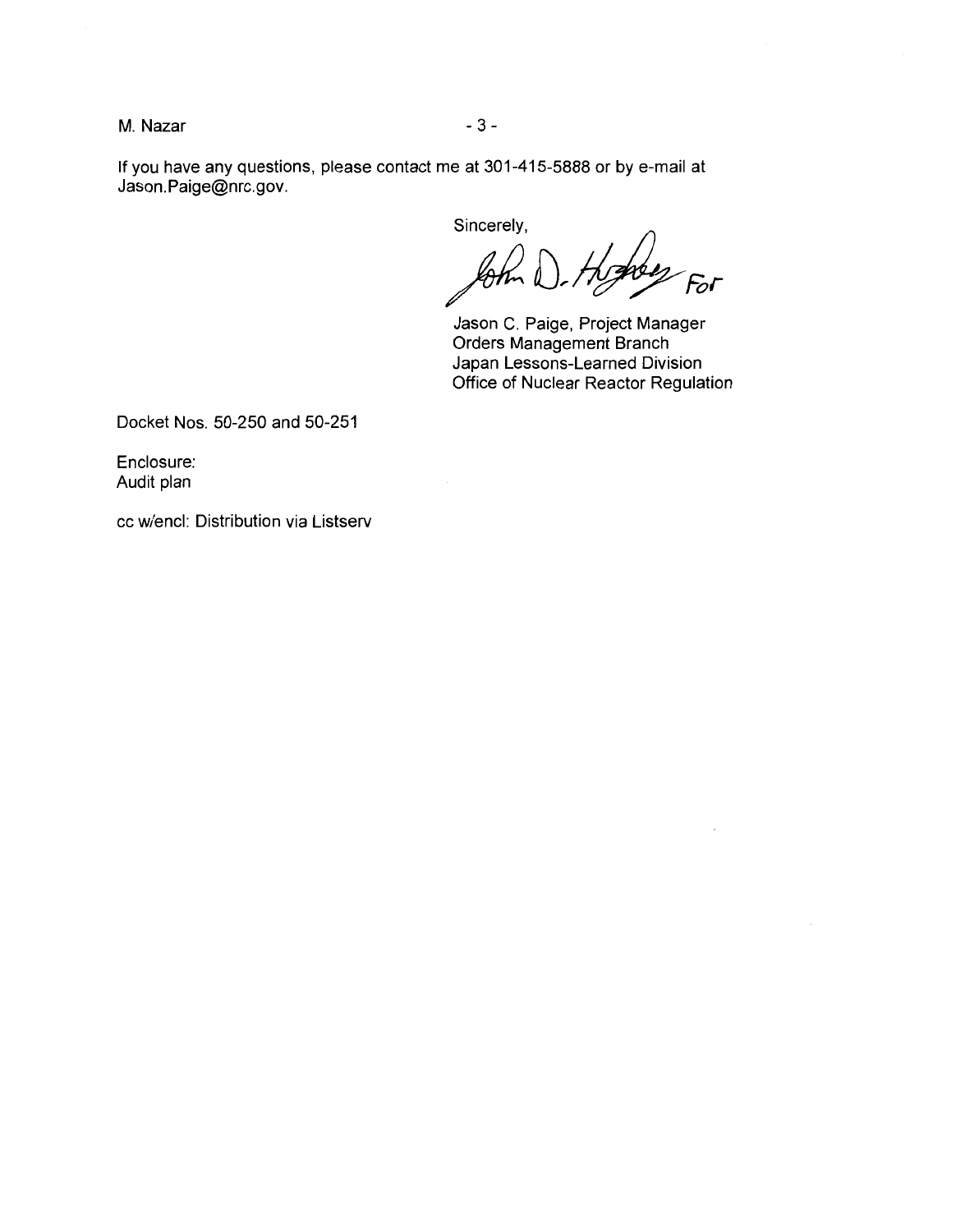If you have any questions, please contact me at 301-415-5888 or by e-mail at Jason.Paige@nrc.gov.

Sincerely,

John D. Hughey For

Jason C. Paige, Project Manager
Orders Management Branch
Japan Lessons-Learned Division
Office of Nuclear Reactor Regulation

Docket Nos. 50-250 and 50-251

Enclosure:
Audit plan

cc w/encl: Distribution via Listserv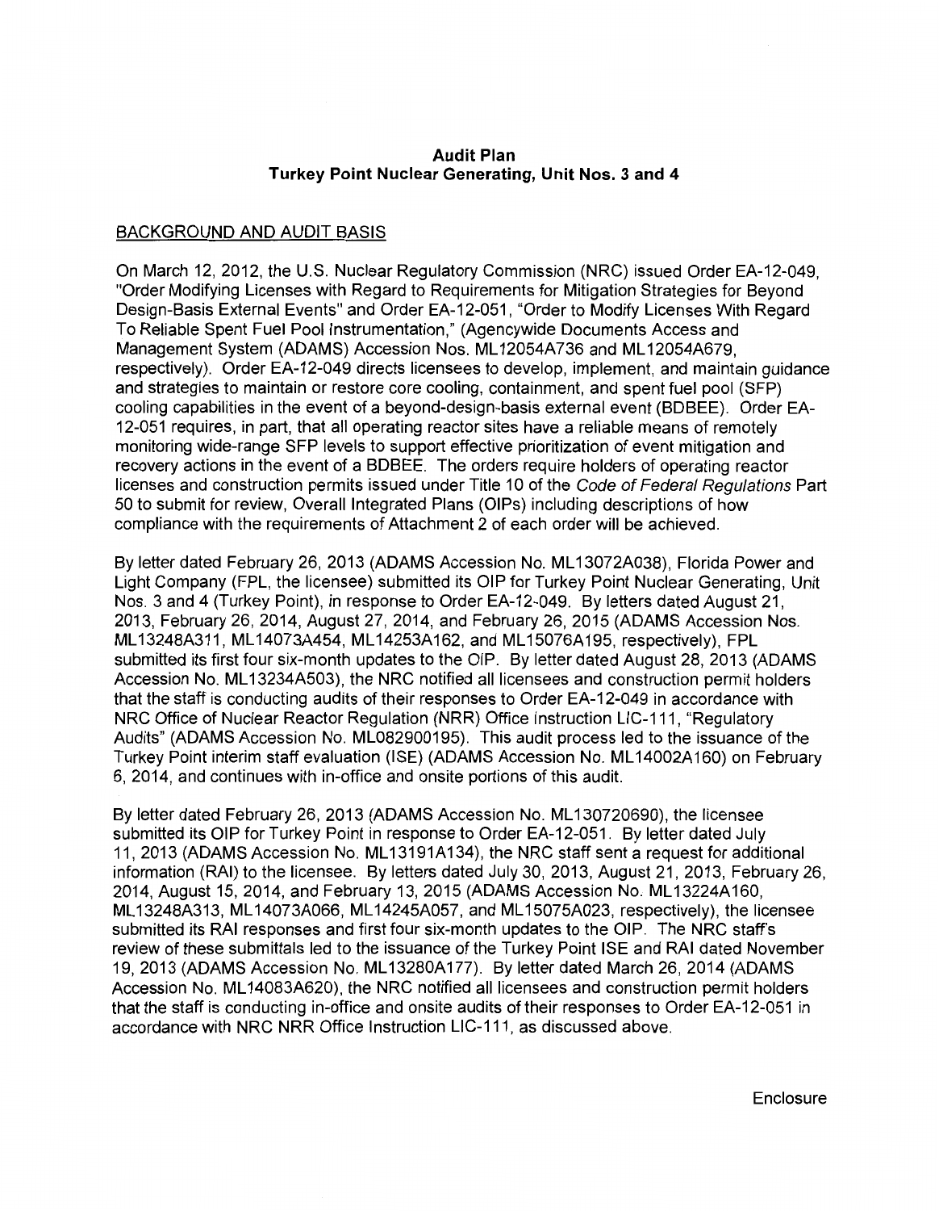# Audit Plan
## Turkey Point Nuclear Generating, Unit Nos. 3 and 4

### BACKGROUND AND AUDIT BASIS

On March 12, 2012, the U.S. Nuclear Regulatory Commission (NRC) issued Order EA-12-049, "Order Modifying Licenses with Regard to Requirements for Mitigation Strategies for Beyond Design-Basis External Events" and Order EA-12-051, "Order to Modify Licenses With Regard To Reliable Spent Fuel Pool Instrumentation," (Agencywide Documents Access and Management System (ADAMS) Accession Nos. ML12054A736 and ML12054A679, respectively). Order EA-12-049 directs licensees to develop, implement, and maintain guidance and strategies to maintain or restore core cooling, containment, and spent fuel pool (SFP) cooling capabilities in the event of a beyond-design-basis external event (BDBEE). Order EA-12-051 requires, in part, that all operating reactor sites have a reliable means of remotely monitoring wide-range SFP levels to support effective prioritization of event mitigation and recovery actions in the event of a BDBEE. The orders require holders of operating reactor licenses and construction permits issued under Title 10 of the *Code of Federal Regulations* Part 50 to submit for review, Overall Integrated Plans (OIPs) including descriptions of how compliance with the requirements of Attachment 2 of each order will be achieved.

By letter dated February 26, 2013 (ADAMS Accession No. ML13072A038), Florida Power and Light Company (FPL, the licensee) submitted its OIP for Turkey Point Nuclear Generating, Unit Nos. 3 and 4 (Turkey Point), in response to Order EA-12-049. By letters dated August 21, 2013, February 26, 2014, August 27, 2014, and February 26, 2015 (ADAMS Accession Nos. ML13248A311, ML14073A454, ML14253A162, and ML15076A195, respectively), FPL submitted its first four six-month updates to the OIP. By letter dated August 28, 2013 (ADAMS Accession No. ML13234A503), the NRC notified all licensees and construction permit holders that the staff is conducting audits of their responses to Order EA-12-049 in accordance with NRC Office of Nuclear Reactor Regulation (NRR) Office Instruction LIC-111, "Regulatory Audits" (ADAMS Accession No. ML082900195). This audit process led to the issuance of the Turkey Point interim staff evaluation (ISE) (ADAMS Accession No. ML14002A160) on February 6, 2014, and continues with in-office and onsite portions of this audit.

By letter dated February 26, 2013 (ADAMS Accession No. ML130720690), the licensee submitted its OIP for Turkey Point in response to Order EA-12-051. By letter dated July 11, 2013 (ADAMS Accession No. ML13191A134), the NRC staff sent a request for additional information (RAI) to the licensee. By letters dated July 30, 2013, August 21, 2013, February 26, 2014, August 15, 2014, and February 13, 2015 (ADAMS Accession No. ML13224A160, ML13248A313, ML14073A066, ML14245A057, and ML15075A023, respectively), the licensee submitted its RAI responses and first four six-month updates to the OIP. The NRC staff's review of these submittals led to the issuance of the Turkey Point ISE and RAI dated November 19, 2013 (ADAMS Accession No. ML13280A177). By letter dated March 26, 2014 (ADAMS Accession No. ML14083A620), the NRC notified all licensees and construction permit holders that the staff is conducting in-office and onsite audits of their responses to Order EA-12-051 in accordance with NRC NRR Office Instruction LIC-111, as discussed above.

Enclosure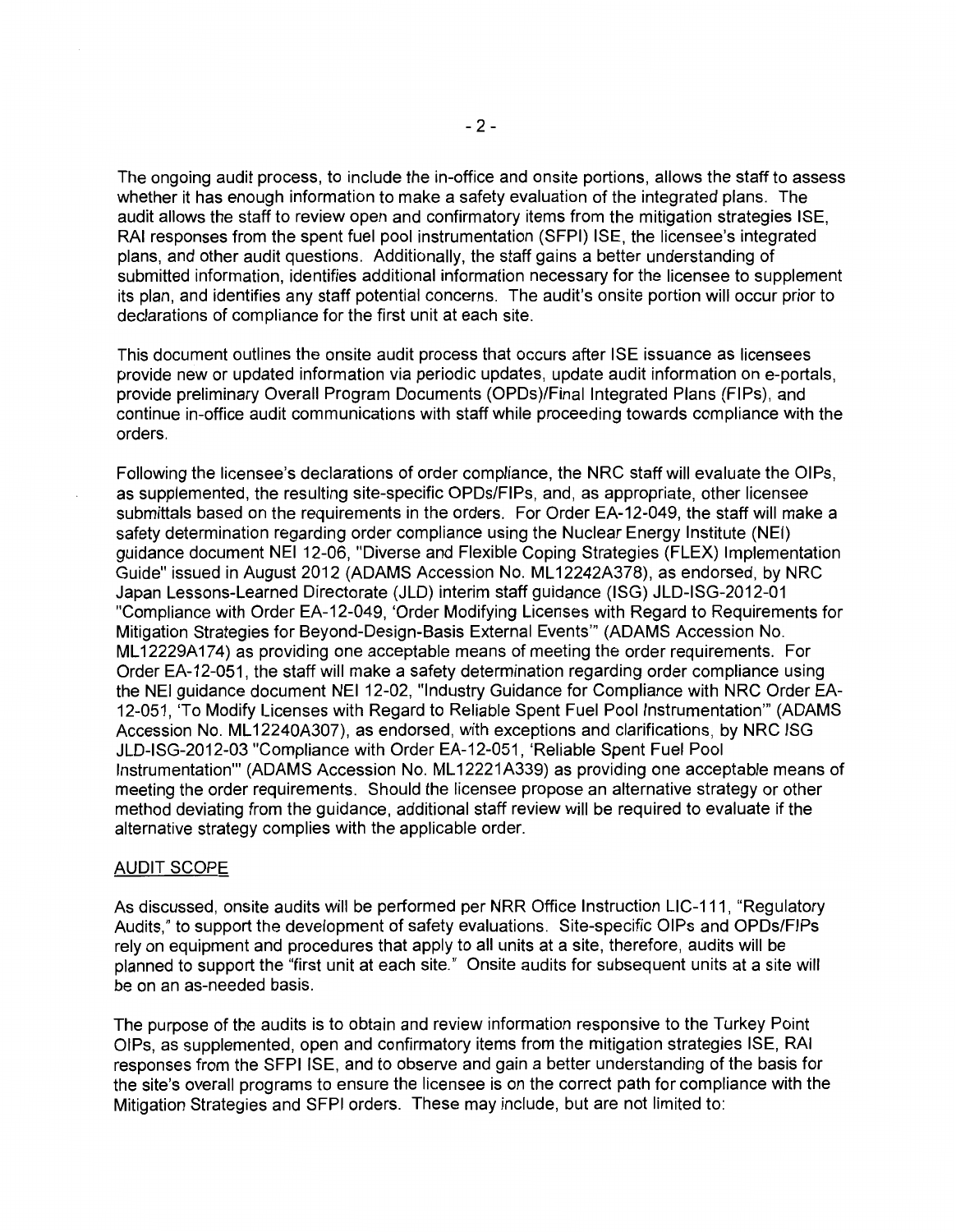The ongoing audit process, to include the in-office and onsite portions, allows the staff to assess whether it has enough information to make a safety evaluation of the integrated plans. The audit allows the staff to review open and confirmatory items from the mitigation strategies ISE, RAI responses from the spent fuel pool instrumentation (SFPI) ISE, the licensee's integrated plans, and other audit questions. Additionally, the staff gains a better understanding of submitted information, identifies additional information necessary for the licensee to supplement its plan, and identifies any staff potential concerns. The audit's onsite portion will occur prior to declarations of compliance for the first unit at each site.

This document outlines the onsite audit process that occurs after ISE issuance as licensees provide new or updated information via periodic updates, update audit information on e-portals, provide preliminary Overall Program Documents (OPDs)/Final Integrated Plans (FIPs), and continue in-office audit communications with staff while proceeding towards compliance with the orders.

Following the licensee's declarations of order compliance, the NRC staff will evaluate the OIPs, as supplemented, the resulting site-specific OPDs/FIPs, and, as appropriate, other licensee submittals based on the requirements in the orders. For Order EA-12-049, the staff will make a safety determination regarding order compliance using the Nuclear Energy Institute (NEI) guidance document NEI 12-06, "Diverse and Flexible Coping Strategies (FLEX) Implementation Guide" issued in August 2012 (ADAMS Accession No. ML12242A378), as endorsed, by NRC Japan Lessons-Learned Directorate (JLD) interim staff guidance (ISG) JLD-ISG-2012-01 "Compliance with Order EA-12-049, 'Order Modifying Licenses with Regard to Requirements for Mitigation Strategies for Beyond-Design-Basis External Events'" (ADAMS Accession No. ML12229A174) as providing one acceptable means of meeting the order requirements. For Order EA-12-051, the staff will make a safety determination regarding order compliance using the NEI guidance document NEI 12-02, "Industry Guidance for Compliance with NRC Order EA-12-051, 'To Modify Licenses with Regard to Reliable Spent Fuel Pool Instrumentation'" (ADAMS Accession No. ML12240A307), as endorsed, with exceptions and clarifications, by NRC ISG JLD-ISG-2012-03 "Compliance with Order EA-12-051, 'Reliable Spent Fuel Pool Instrumentation'" (ADAMS Accession No. ML12221A339) as providing one acceptable means of meeting the order requirements. Should the licensee propose an alternative strategy or other method deviating from the guidance, additional staff review will be required to evaluate if the alternative strategy complies with the applicable order.

## AUDIT SCOPE

As discussed, onsite audits will be performed per NRR Office Instruction LIC-111, "Regulatory Audits," to support the development of safety evaluations. Site-specific OIPs and OPDs/FIPs rely on equipment and procedures that apply to all units at a site, therefore, audits will be planned to support the "first unit at each site." Onsite audits for subsequent units at a site will be on an as-needed basis.

The purpose of the audits is to obtain and review information responsive to the Turkey Point OIPs, as supplemented, open and confirmatory items from the mitigation strategies ISE, RAI responses from the SFPI ISE, and to observe and gain a better understanding of the basis for the site's overall programs to ensure the licensee is on the correct path for compliance with the Mitigation Strategies and SFPI orders. These may include, but are not limited to: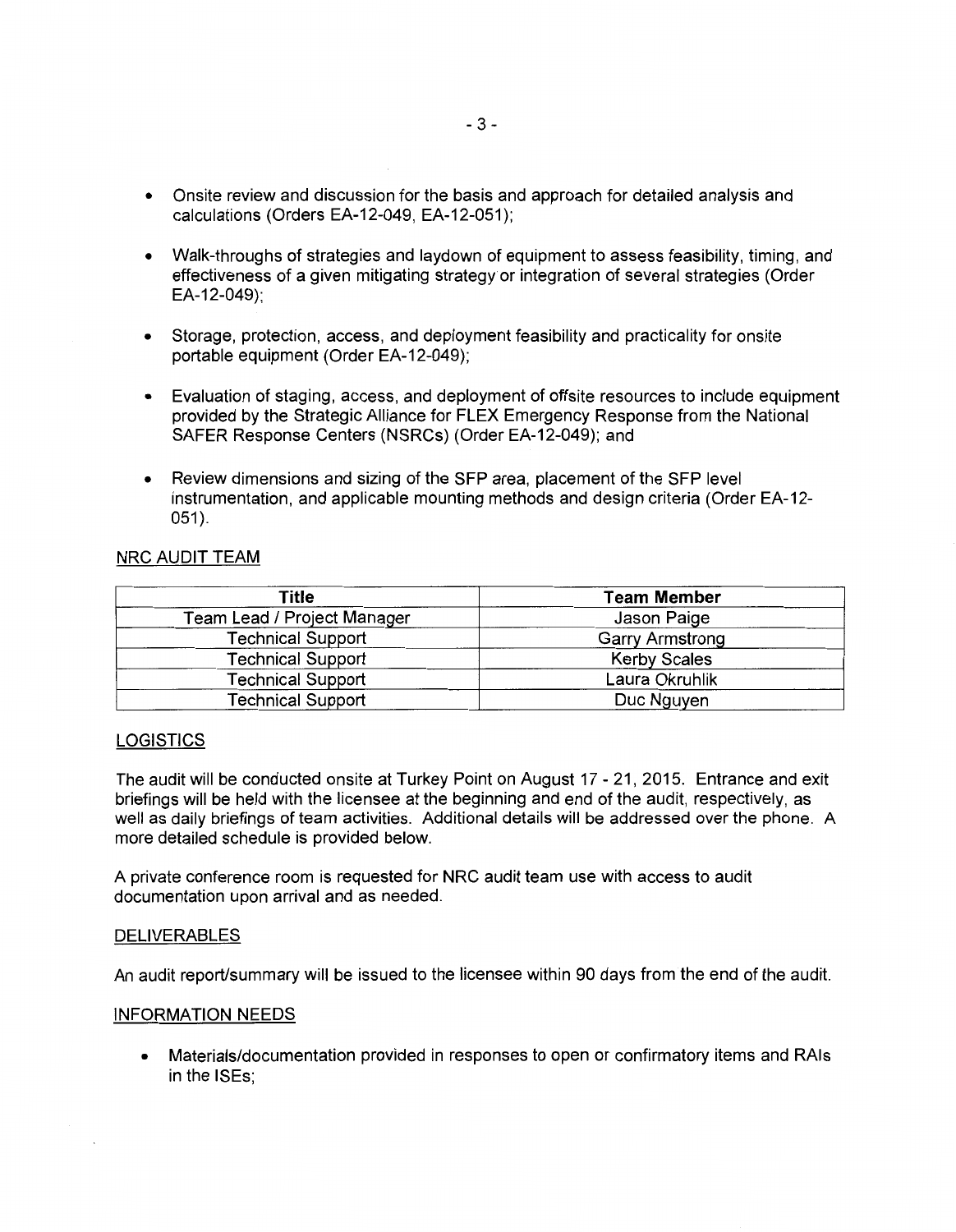- Onsite review and discussion for the basis and approach for detailed analysis and calculations (Orders EA-12-049, EA-12-051);

- Walk-throughs of strategies and laydown of equipment to assess feasibility, timing, and effectiveness of a given mitigating strategy or integration of several strategies (Order EA-12-049);

- Storage, protection, access, and deployment feasibility and practicality for onsite portable equipment (Order EA-12-049);

- Evaluation of staging, access, and deployment of offsite resources to include equipment provided by the Strategic Alliance for FLEX Emergency Response from the National SAFER Response Centers (NSRCs) (Order EA-12-049); and

- Review dimensions and sizing of the SFP area, placement of the SFP level instrumentation, and applicable mounting methods and design criteria (Order EA-12-051).

NRC AUDIT TEAM

| Title | Team Member |
|---|---|
| Team Lead / Project Manager | Jason Paige |
| Technical Support | Garry Armstrong |
| Technical Support | Kerby Scales |
| Technical Support | Laura Okruhlik |
| Technical Support | Duc Nguyen |

LOGISTICS

The audit will be conducted onsite at Turkey Point on August 17 - 21, 2015. Entrance and exit briefings will be held with the licensee at the beginning and end of the audit, respectively, as well as daily briefings of team activities. Additional details will be addressed over the phone. A more detailed schedule is provided below.

A private conference room is requested for NRC audit team use with access to audit documentation upon arrival and as needed.

DELIVERABLES

An audit report/summary will be issued to the licensee within 90 days from the end of the audit.

INFORMATION NEEDS

- Materials/documentation provided in responses to open or confirmatory items and RAIs in the ISEs;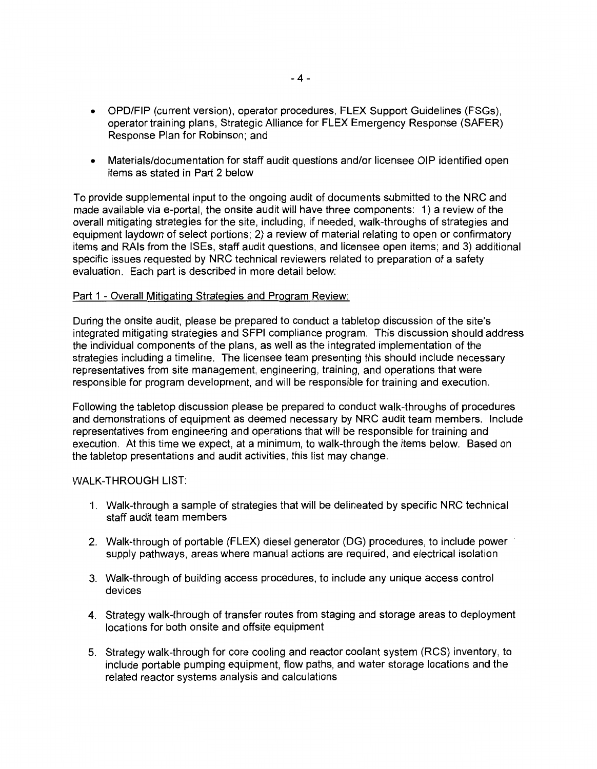- OPD/FIP (current version), operator procedures, FLEX Support Guidelines (FSGs), operator training plans, Strategic Alliance for FLEX Emergency Response (SAFER) Response Plan for Robinson; and
- Materials/documentation for staff audit questions and/or licensee OIP identified open items as stated in Part 2 below

To provide supplemental input to the ongoing audit of documents submitted to the NRC and made available via e-portal, the onsite audit will have three components: 1) a review of the overall mitigating strategies for the site, including, if needed, walk-throughs of strategies and equipment laydown of select portions; 2) a review of material relating to open or confirmatory items and RAIs from the ISEs, staff audit questions, and licensee open items; and 3) additional specific issues requested by NRC technical reviewers related to preparation of a safety evaluation. Each part is described in more detail below:

Part 1 - Overall Mitigating Strategies and Program Review:

During the onsite audit, please be prepared to conduct a tabletop discussion of the site's integrated mitigating strategies and SFPI compliance program. This discussion should address the individual components of the plans, as well as the integrated implementation of the strategies including a timeline. The licensee team presenting this should include necessary representatives from site management, engineering, training, and operations that were responsible for program development, and will be responsible for training and execution.

Following the tabletop discussion please be prepared to conduct walk-throughs of procedures and demonstrations of equipment as deemed necessary by NRC audit team members. Include representatives from engineering and operations that will be responsible for training and execution. At this time we expect, at a minimum, to walk-through the items below. Based on the tabletop presentations and audit activities, this list may change.

WALK-THROUGH LIST:

1. Walk-through a sample of strategies that will be delineated by specific NRC technical staff audit team members
2. Walk-through of portable (FLEX) diesel generator (DG) procedures, to include power supply pathways, areas where manual actions are required, and electrical isolation
3. Walk-through of building access procedures, to include any unique access control devices
4. Strategy walk-through of transfer routes from staging and storage areas to deployment locations for both onsite and offsite equipment
5. Strategy walk-through for core cooling and reactor coolant system (RCS) inventory, to include portable pumping equipment, flow paths, and water storage locations and the related reactor systems analysis and calculations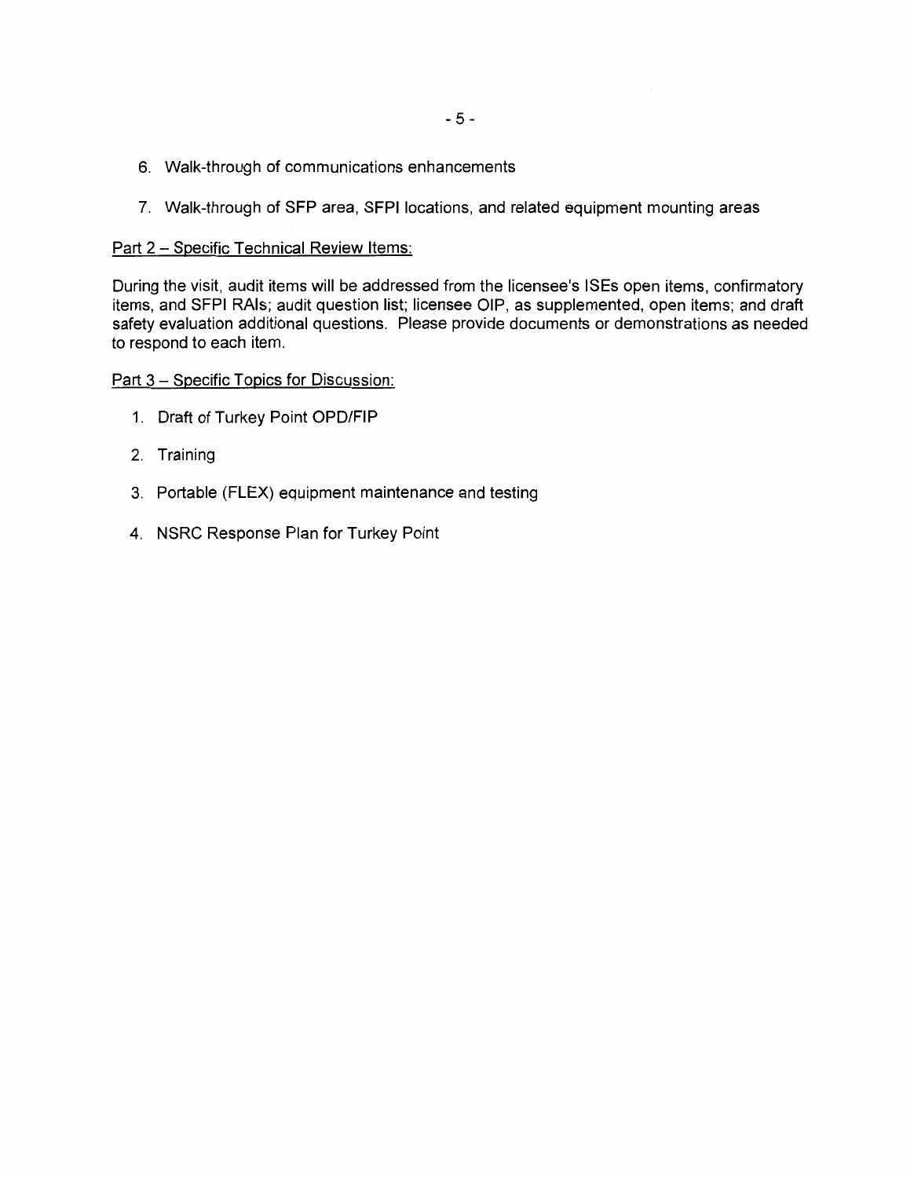6. Walk-through of communications enhancements
7. Walk-through of SFP area, SFPI locations, and related equipment mounting areas

Part 2 – Specific Technical Review Items:

During the visit, audit items will be addressed from the licensee's ISEs open items, confirmatory items, and SFPI RAIs; audit question list; licensee OIP, as supplemented, open items; and draft safety evaluation additional questions. Please provide documents or demonstrations as needed to respond to each item.

Part 3 – Specific Topics for Discussion:

1. Draft of Turkey Point OPD/FIP
2. Training
3. Portable (FLEX) equipment maintenance and testing
4. NSRC Response Plan for Turkey Point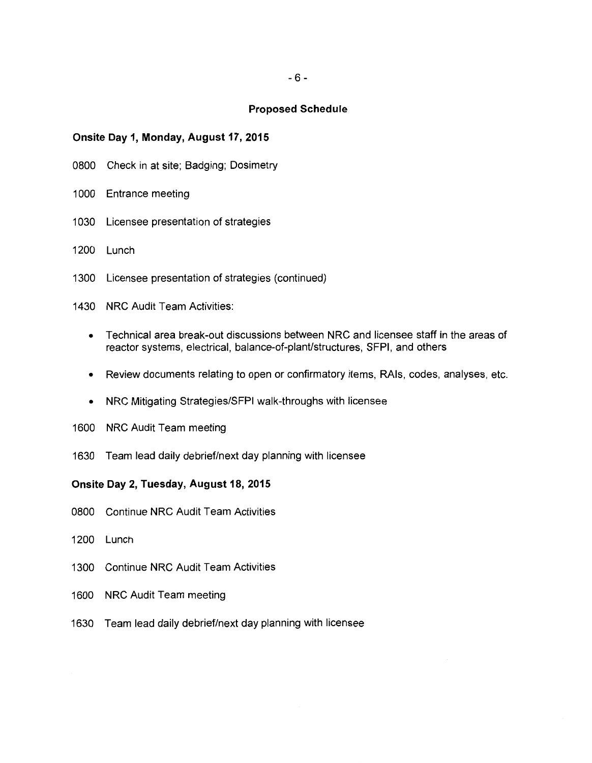## Proposed Schedule

### Onsite Day 1, Monday, August 17, 2015

0800 Check in at site; Badging; Dosimetry

1000 Entrance meeting

1030 Licensee presentation of strategies

1200 Lunch

1300 Licensee presentation of strategies (continued)

1430 NRC Audit Team Activities:

- Technical area break-out discussions between NRC and licensee staff in the areas of reactor systems, electrical, balance-of-plant/structures, SFPI, and others
- Review documents relating to open or confirmatory items, RAIs, codes, analyses, etc.
- NRC Mitigating Strategies/SFPI walk-throughs with licensee

1600 NRC Audit Team meeting

1630 Team lead daily debrief/next day planning with licensee

### Onsite Day 2, Tuesday, August 18, 2015

0800 Continue NRC Audit Team Activities

1200 Lunch

1300 Continue NRC Audit Team Activities

1600 NRC Audit Team meeting

1630 Team lead daily debrief/next day planning with licensee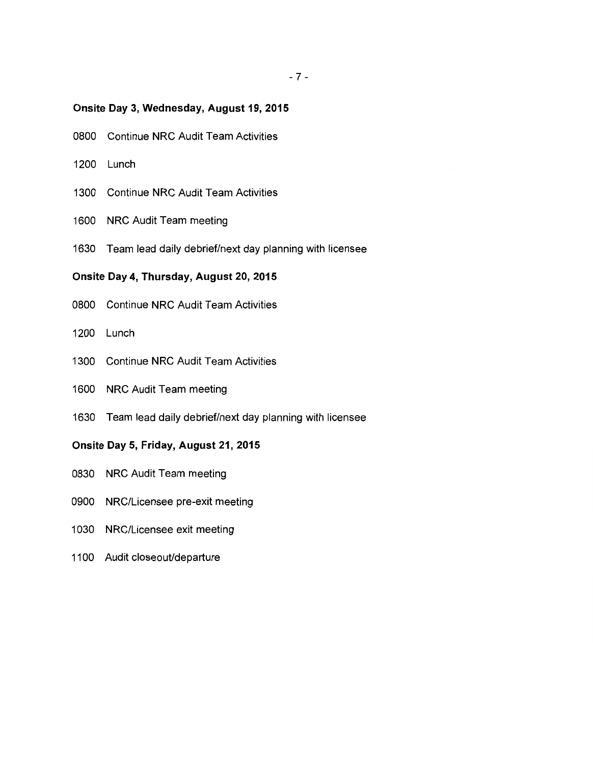**Onsite Day 3, Wednesday, August 19, 2015**

0800 Continue NRC Audit Team Activities

1200 Lunch

1300 Continue NRC Audit Team Activities

1600 NRC Audit Team meeting

1630 Team lead daily debrief/next day planning with licensee

**Onsite Day 4, Thursday, August 20, 2015**

0800 Continue NRC Audit Team Activities

1200 Lunch

1300 Continue NRC Audit Team Activities

1600 NRC Audit Team meeting

1630 Team lead daily debrief/next day planning with licensee

**Onsite Day 5, Friday, August 21, 2015**

0830 NRC Audit Team meeting

0900 NRC/Licensee pre-exit meeting

1030 NRC/Licensee exit meeting

1100 Audit closeout/departure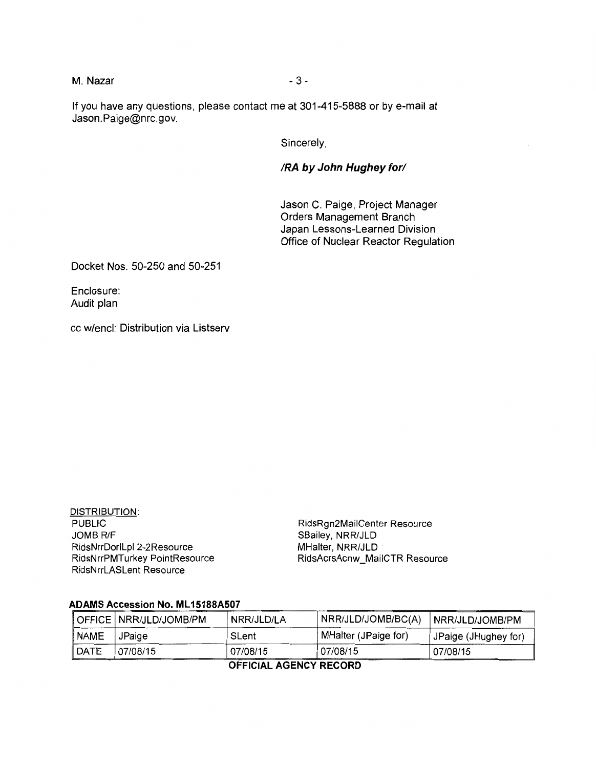If you have any questions, please contact me at 301-415-5888 or by e-mail at Jason.Paige@nrc.gov.

Sincerely,

***/RA by John Hughey for/***

Jason C. Paige, Project Manager
Orders Management Branch
Japan Lessons-Learned Division
Office of Nuclear Reactor Regulation

Docket Nos. 50-250 and 50-251

Enclosure:
Audit plan

cc w/encl: Distribution via Listserv

DISTRIBUTION:
PUBLIC
JOMB R/F
RidsNrrDorlLpl 2-2Resource
RidsNrrPMTurkey PointResource
RidsNrrLASLent Resource
RidsRgn2MailCenter Resource
SBailey, NRR/JLD
MHalter, NRR/JLD
RidsAcrsAcnw_MailCTR Resource

**ADAMS Accession No. ML15188A507**

| OFFICE | NRR/JLD/JOMB/PM | NRR/JLD/LA | NRR/JLD/JOMB/BC(A) | NRR/JLD/JOMB/PM |
|---|---|---|---|---|
| NAME | JPaige | SLent | MHalter (JPaige for) | JPaige (JHughey for) |
| DATE | 07/08/15 | 07/08/15 | 07/08/15 | 07/08/15 |

**OFFICIAL AGENCY RECORD**